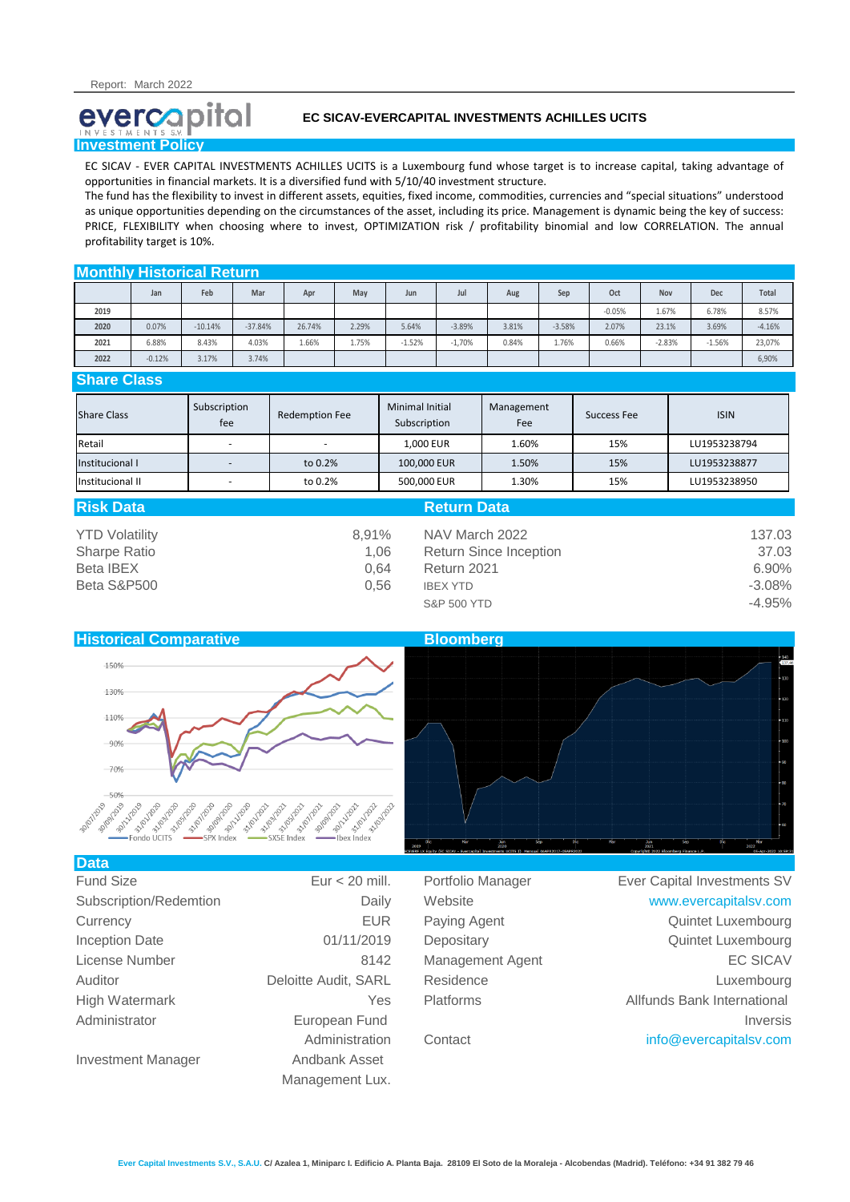Report: March 2022

# EC SICAV-EVERCAPITAL INVESTMENTS ACHILLES UCITS

## Investment Policy

EC SICAV - EVER CAPITAL INVESTMENTS ACHILLES UCITS is a Luxembourg fund whose target is to increase capital, taking advantage of opportunities in financial markets. It is a diversified fund with 5/10/40 investment structure.

The fund has the flexibility to invest in different assets, equities, fixed income, commodities, currencies and "special situations" understood as unique opportunities depending on the circumstances of the asset, including its price. Management is dynamic being the key of success: PRICE, FLEXIBILITY when choosing where to invest, OPTIMIZATION risk / profitability binomial and low CORRELATION. The annual profitability target is 10%.

## Monthly Historical Return

| | Jan | Feb | Mar | Apr | May | Jun | Jul | Aug | Sep | Oct | Nov | Dec | Total |
|---|---|---|---|---|---|---|---|---|---|---|---|---|---|
| 2019 | | | | | | | | | | -0.05% | 1.67% | 6.78% | 8.57% |
| 2020 | 0.07% | -10.14% | -37.84% | 26.74% | 2.29% | 5.64% | -3.89% | 3.81% | -3.58% | 2.07% | 23.1% | 3.69% | -4.16% |
| 2021 | 6.88% | 8.43% | 4.03% | 1.66% | 1.75% | -1.52% | -1,70% | 0.84% | 1.76% | 0.66% | -2.83% | -1.56% | 23,07% |
| 2022 | -0.12% | 3.17% | 3.74% | | | | | | | | | | 6,90% |

## Share Class

| Share Class | Subscription fee | Redemption Fee | Minimal Initial Subscription | Management Fee | Success Fee | ISIN |
|---|---|---|---|---|---|---|
| Retail | - | - | 1,000 EUR | 1.60% | 15% | LU1953238794 |
| Institucional I | - | to 0.2% | 100,000 EUR | 1.50% | 15% | LU1953238877 |
| Institucional II | - | to 0.2% | 500,000 EUR | 1.30% | 15% | LU1953238950 |

## Risk Data

| | |
|---|---|
| YTD Volatility | 8,91% |
| Sharpe Ratio | 1,06 |
| Beta IBEX | 0,64 |
| Beta S&P500 | 0,56 |

## Return Data

| | |
|---|---|
| NAV March 2022 | 137.03 |
| Return Since Inception | 37.03 |
| Return 2021 | 6.90% |
| IBEX YTD | -3.08% |
| S&P 500 YTD | -4.95% |

## Historical Comparative

Fondo UCITS, SPX Index, SX5E Index, Ibex Index

## Bloomberg

## Data

| | |
|---|---|
| Fund Size | Eur < 20 mill. |
| Subscription/Redemtion | Daily |
| Currency | EUR |
| Inception Date | 01/11/2019 |
| License Number | 8142 |
| Auditor | Deloitte Audit, SARL |
| High Watermark | Yes |
| Administrator | European Fund Administration |
| Investment Manager | Andbank Asset Management Lux. |

| | |
|---|---|
| Portfolio Manager | Ever Capital Investments SV |
| Website | www.evercapitalsv.com |
| Paying Agent | Quintet Luxembourg |
| Depositary | Quintet Luxembourg |
| Management Agent | EC SICAV |
| Residence | Luxembourg |
| Platforms | Allfunds Bank International, Inversis |
| Contact | info@evercapitalsv.com |

**Ever Capital Investments S.V., S.A.U.** C/ Azalea 1, Miniparc I. Edificio A. Planta Baja. 28109 El Soto de la Moraleja - Alcobendas (Madrid). Teléfono: +34 91 382 79 46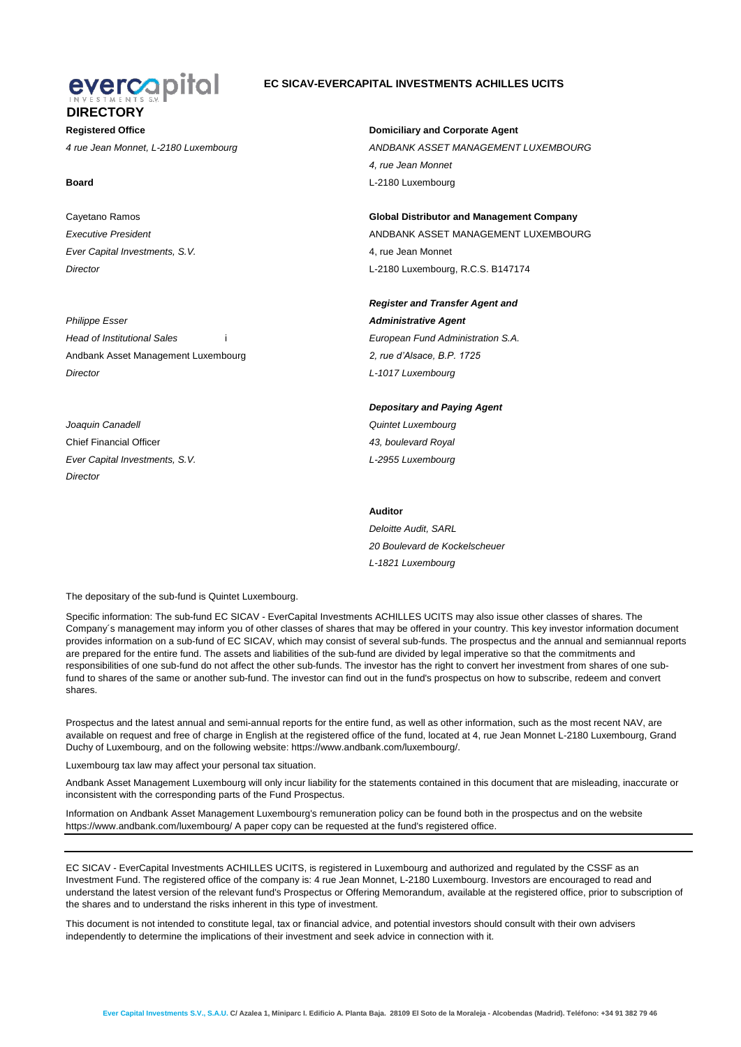# EC SICAV-EVERCAPITAL INVESTMENTS ACHILLES UCITS

## DIRECTORY

**Registered Office**

*4 rue Jean Monnet, L-2180 Luxembourg*

**Board**

Cayetano Ramos
*Executive President*
*Ever Capital Investments, S.V.*
*Director*

*Philippe Esser*
*Head of Institutional Sales*
Andbank Asset Management Luxembourg
*Director*

*Joaquin Canadell*
Chief Financial Officer
*Ever Capital Investments, S.V.*
*Director*

**Domiciliary and Corporate Agent**

*ANDBANK ASSET MANAGEMENT LUXEMBOURG*
*4, rue Jean Monnet*
L-2180 Luxembourg

**Global Distributor and Management Company**

ANDBANK ASSET MANAGEMENT LUXEMBOURG
4, rue Jean Monnet
L-2180 Luxembourg, R.C.S. B147174

***Register and Transfer Agent and Administrative Agent***

*European Fund Administration S.A.*
*2, rue d'Alsace, B.P. 1725*
*L-1017 Luxembourg*

***Depositary and Paying Agent***

*Quintet Luxembourg*
*43, boulevard Royal*
*L-2955 Luxembourg*

**Auditor**

*Deloitte Audit, SARL*
*20 Boulevard de Kockelscheuer*
*L-1821 Luxembourg*

The depositary of the sub-fund is Quintet Luxembourg.

Specific information: The sub-fund EC SICAV - EverCapital Investments ACHILLES UCITS may also issue other classes of shares. The Company´s management may inform you of other classes of shares that may be offered in your country. This key investor information document provides information on a sub-fund of EC SICAV, which may consist of several sub-funds. The prospectus and the annual and semiannual reports are prepared for the entire fund. The assets and liabilities of the sub-fund are divided by legal imperative so that the commitments and responsibilities of one sub-fund do not affect the other sub-funds. The investor has the right to convert her investment from shares of one sub-fund to shares of the same or another sub-fund. The investor can find out in the fund's prospectus on how to subscribe, redeem and convert shares.

Prospectus and the latest annual and semi-annual reports for the entire fund, as well as other information, such as the most recent NAV, are available on request and free of charge in English at the registered office of the fund, located at 4, rue Jean Monnet L-2180 Luxembourg, Grand Duchy of Luxembourg, and on the following website: https://www.andbank.com/luxembourg/.

Luxembourg tax law may affect your personal tax situation.

Andbank Asset Management Luxembourg will only incur liability for the statements contained in this document that are misleading, inaccurate or inconsistent with the corresponding parts of the Fund Prospectus.

Information on Andbank Asset Management Luxembourg's remuneration policy can be found both in the prospectus and on the website https://www.andbank.com/luxembourg/ A paper copy can be requested at the fund's registered office.

---

EC SICAV - EverCapital Investments ACHILLES UCITS, is registered in Luxembourg and authorized and regulated by the CSSF as an Investment Fund. The registered office of the company is: 4 rue Jean Monnet, L-2180 Luxembourg. Investors are encouraged to read and understand the latest version of the relevant fund's Prospectus or Offering Memorandum, available at the registered office, prior to subscription of the shares and to understand the risks inherent in this type of investment.

This document is not intended to constitute legal, tax or financial advice, and potential investors should consult with their own advisers independently to determine the implications of their investment and seek advice in connection with it.

Ever Capital Investments S.V., S.A.U. C/ Azalea 1, Miniparc I. Edificio A. Planta Baja. 28109 El Soto de la Moraleja - Alcobendas (Madrid). Teléfono: +34 91 382 79 46